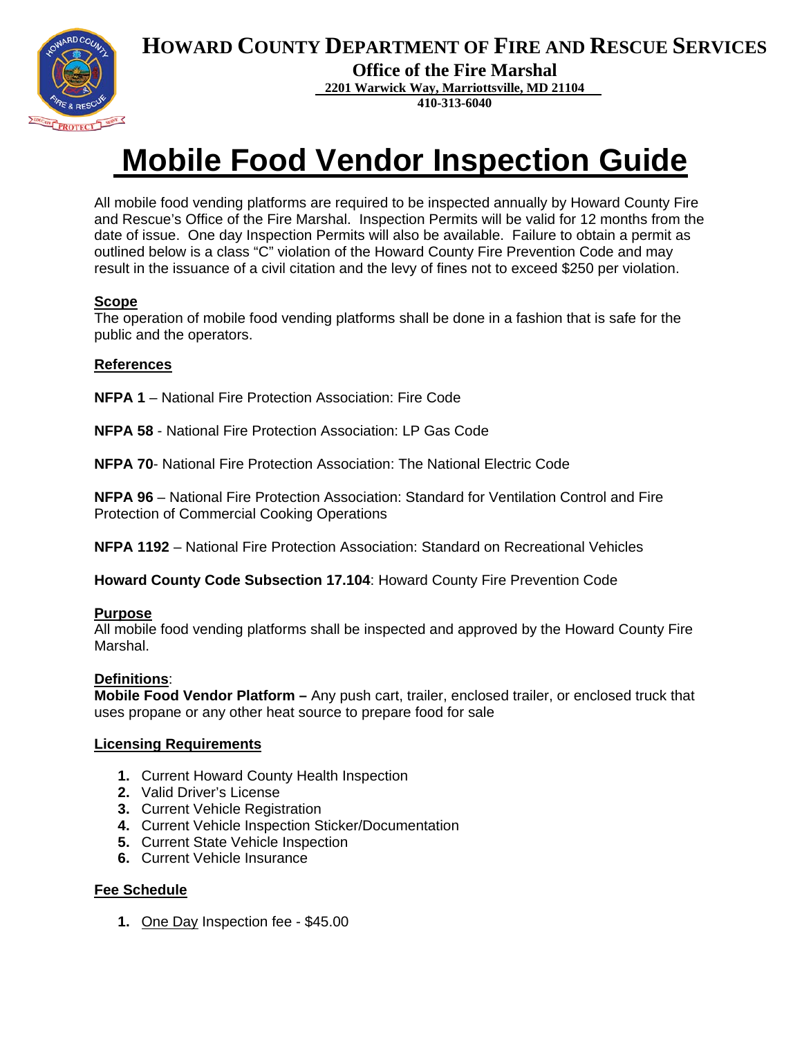**HOWARD COUNTY DEPARTMENT OF FIRE AND RESCUE SERVICES**

**Office of the Fire Marshal**

**2201 Warwick Way, Marriottsville, MD 21104**

**410-313-6040**

# Mobile Food Vendor Inspection Guide

All mobile food vending platforms are required to be inspected annually by Howard County Fire and Rescue's Office of the Fire Marshal. Inspection Permits will be valid for 12 months from the date of issue. One day Inspection Permits will also be available. Failure to obtain a permit as outlined below is a class "C" violation of the Howard County Fire Prevention Code and may result in the issuance of a civil citation and the levy of fines not to exceed $250 per violation.

## Scope

The operation of mobile food vending platforms shall be done in a fashion that is safe for the public and the operators.

## References

**NFPA 1** – National Fire Protection Association: Fire Code

**NFPA 58** - National Fire Protection Association: LP Gas Code

**NFPA 70**- National Fire Protection Association: The National Electric Code

**NFPA 96** – National Fire Protection Association: Standard for Ventilation Control and Fire Protection of Commercial Cooking Operations

**NFPA 1192** – National Fire Protection Association: Standard on Recreational Vehicles

**Howard County Code Subsection 17.104**: Howard County Fire Prevention Code

## Purpose

All mobile food vending platforms shall be inspected and approved by the Howard County Fire Marshal.

## Definitions:

**Mobile Food Vendor Platform –** Any push cart, trailer, enclosed trailer, or enclosed truck that uses propane or any other heat source to prepare food for sale

## Licensing Requirements

1. Current Howard County Health Inspection
2. Valid Driver's License
3. Current Vehicle Registration
4. Current Vehicle Inspection Sticker/Documentation
5. Current State Vehicle Inspection
6. Current Vehicle Insurance

## Fee Schedule

1. One Day Inspection fee - $45.00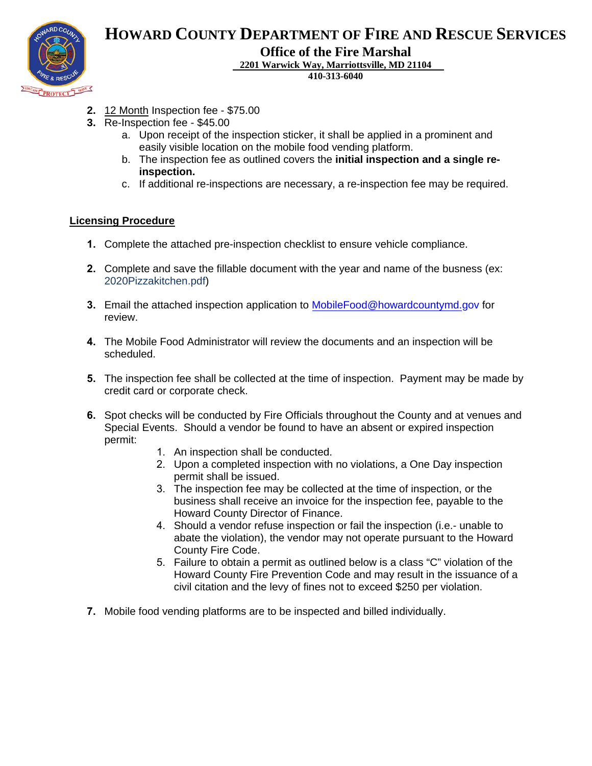# HOWARD COUNTY DEPARTMENT OF FIRE AND RESCUE SERVICES

## Office of the Fire Marshal

**2201 Warwick Way, Marriottsville, MD 21104**
**410-313-6040**

2. 12 Month Inspection fee - $75.00
3. Re-Inspection fee - $45.00
    a. Upon receipt of the inspection sticker, it shall be applied in a prominent and easily visible location on the mobile food vending platform.
    b. The inspection fee as outlined covers the **initial inspection and a single re-inspection.**
    c. If additional re-inspections are necessary, a re-inspection fee may be required.

**Licensing Procedure**

1. Complete the attached pre-inspection checklist to ensure vehicle compliance.

2. Complete and save the fillable document with the year and name of the busness (ex: 2020Pizzakitchen.pdf)

3. Email the attached inspection application to MobileFood@howardcountymd.gov for review.

4. The Mobile Food Administrator will review the documents and an inspection will be scheduled.

5. The inspection fee shall be collected at the time of inspection. Payment may be made by credit card or corporate check.

6. Spot checks will be conducted by Fire Officials throughout the County and at venues and Special Events. Should a vendor be found to have an absent or expired inspection permit:
    1. An inspection shall be conducted.
    2. Upon a completed inspection with no violations, a One Day inspection permit shall be issued.
    3. The inspection fee may be collected at the time of inspection, or the business shall receive an invoice for the inspection fee, payable to the Howard County Director of Finance.
    4. Should a vendor refuse inspection or fail the inspection (i.e.- unable to abate the violation), the vendor may not operate pursuant to the Howard County Fire Code.
    5. Failure to obtain a permit as outlined below is a class "C" violation of the Howard County Fire Prevention Code and may result in the issuance of a civil citation and the levy of fines not to exceed $250 per violation.

7. Mobile food vending platforms are to be inspected and billed individually.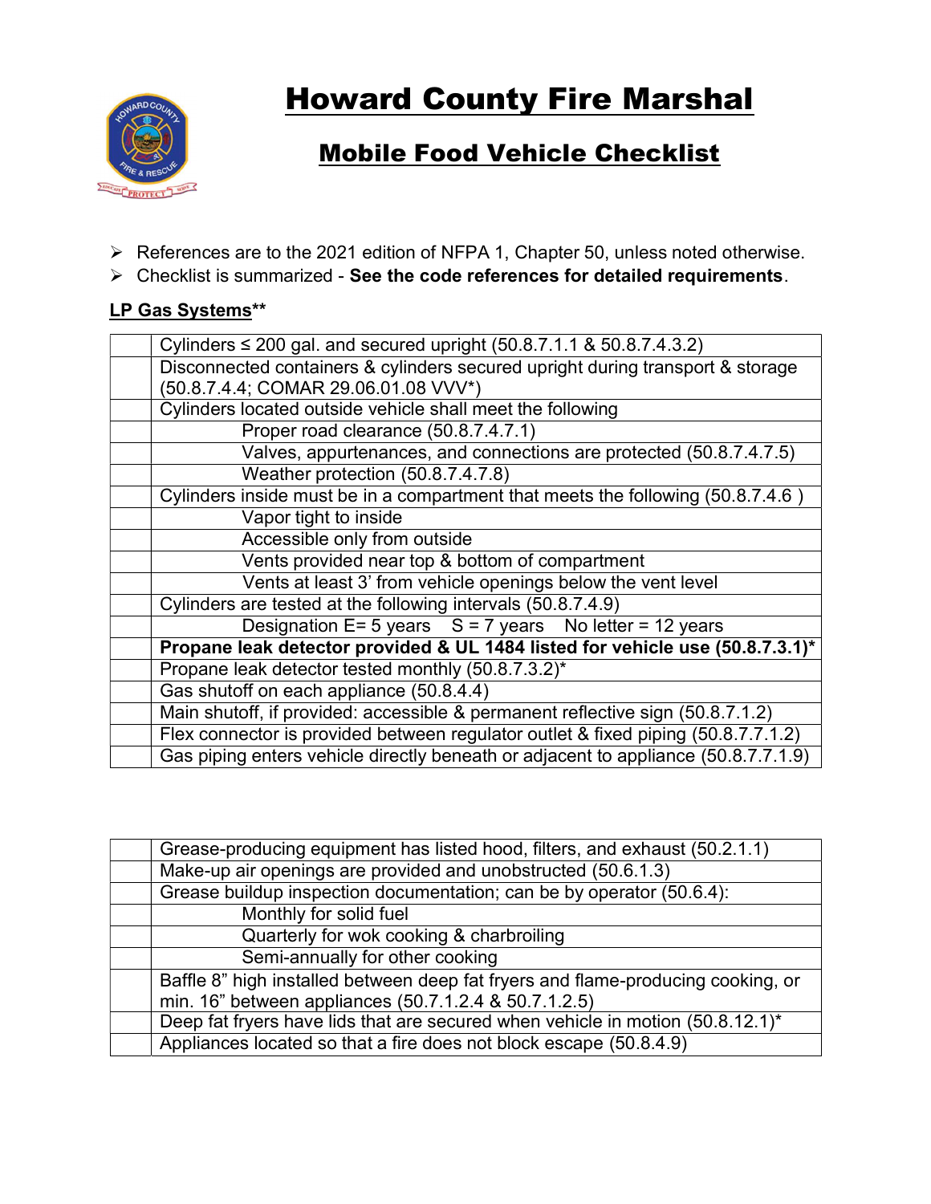# Howard County Fire Marshal

## Mobile Food Vehicle Checklist

- References are to the 2021 edition of NFPA 1, Chapter 50, unless noted otherwise.
- Checklist is summarized - **See the code references for detailed requirements**.

**LP Gas Systems****

| | |
|---|---|
| | Cylinders ≤ 200 gal. and secured upright (50.8.7.1.1 & 50.8.7.4.3.2) |
| | Disconnected containers & cylinders secured upright during transport & storage (50.8.7.4.4; COMAR 29.06.01.08 VVV*) |
| | Cylinders located outside vehicle shall meet the following |
| | Proper road clearance (50.8.7.4.7.1) |
| | Valves, appurtenances, and connections are protected (50.8.7.4.7.5) |
| | Weather protection (50.8.7.4.7.8) |
| | Cylinders inside must be in a compartment that meets the following (50.8.7.4.6 ) |
| | Vapor tight to inside |
| | Accessible only from outside |
| | Vents provided near top & bottom of compartment |
| | Vents at least 3' from vehicle openings below the vent level |
| | Cylinders are tested at the following intervals (50.8.7.4.9) |
| | Designation E= 5 years S = 7 years No letter = 12 years |
| | **Propane leak detector provided & UL 1484 listed for vehicle use (50.8.7.3.1)*** |
| | Propane leak detector tested monthly (50.8.7.3.2)* |
| | Gas shutoff on each appliance (50.8.4.4) |
| | Main shutoff, if provided: accessible & permanent reflective sign (50.8.7.1.2) |
| | Flex connector is provided between regulator outlet & fixed piping (50.8.7.7.1.2) |
| | Gas piping enters vehicle directly beneath or adjacent to appliance (50.8.7.7.1.9) |

| | |
|---|---|
| | Grease-producing equipment has listed hood, filters, and exhaust (50.2.1.1) |
| | Make-up air openings are provided and unobstructed (50.6.1.3) |
| | Grease buildup inspection documentation; can be by operator (50.6.4): |
| | Monthly for solid fuel |
| | Quarterly for wok cooking & charbroiling |
| | Semi-annually for other cooking |
| | Baffle 8" high installed between deep fat fryers and flame-producing cooking, or min. 16" between appliances (50.7.1.2.4 & 50.7.1.2.5) |
| | Deep fat fryers have lids that are secured when vehicle in motion (50.8.12.1)* |
| | Appliances located so that a fire does not block escape (50.8.4.9) |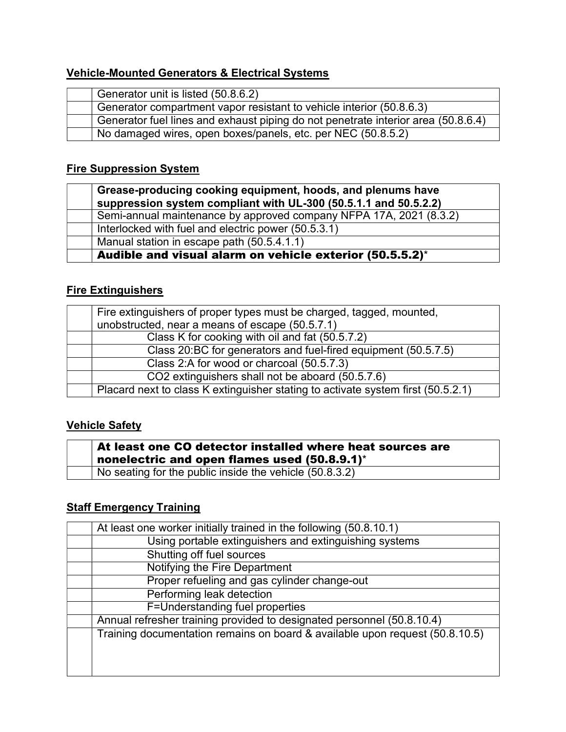**Vehicle-Mounted Generators & Electrical Systems**

| | |
|---|---|
| | Generator unit is listed (50.8.6.2) |
| | Generator compartment vapor resistant to vehicle interior (50.8.6.3) |
| | Generator fuel lines and exhaust piping do not penetrate interior area (50.8.6.4) |
| | No damaged wires, open boxes/panels, etc. per NEC (50.8.5.2) |

**Fire Suppression System**

| | |
|---|---|
| | **Grease-producing cooking equipment, hoods, and plenums have suppression system compliant with UL-300 (50.5.1.1 and 50.5.2.2)** |
| | Semi-annual maintenance by approved company NFPA 17A, 2021 (8.3.2) |
| | Interlocked with fuel and electric power (50.5.3.1) |
| | Manual station in escape path (50.5.4.1.1) |
| | **Audible and visual alarm on vehicle exterior (50.5.5.2)*** |

**Fire Extinguishers**

| | |
|---|---|
| | Fire extinguishers of proper types must be charged, tagged, mounted, unobstructed, near a means of escape (50.5.7.1) |
| | Class K for cooking with oil and fat (50.5.7.2) |
| | Class 20:BC for generators and fuel-fired equipment (50.5.7.5) |
| | Class 2:A for wood or charcoal (50.5.7.3) |
| | CO2 extinguishers shall not be aboard (50.5.7.6) |
| | Placard next to class K extinguisher stating to activate system first (50.5.2.1) |

**Vehicle Safety**

| | |
|---|---|
| | **At least one CO detector installed where heat sources are nonelectric and open flames used (50.8.9.1)*** |
| | No seating for the public inside the vehicle (50.8.3.2) |

**Staff Emergency Training**

| | |
|---|---|
| | At least one worker initially trained in the following (50.8.10.1) |
| | Using portable extinguishers and extinguishing systems |
| | Shutting off fuel sources |
| | Notifying the Fire Department |
| | Proper refueling and gas cylinder change-out |
| | Performing leak detection |
| | F=Understanding fuel properties |
| | Annual refresher training provided to designated personnel (50.8.10.4) |
| | Training documentation remains on board & available upon request (50.8.10.5) |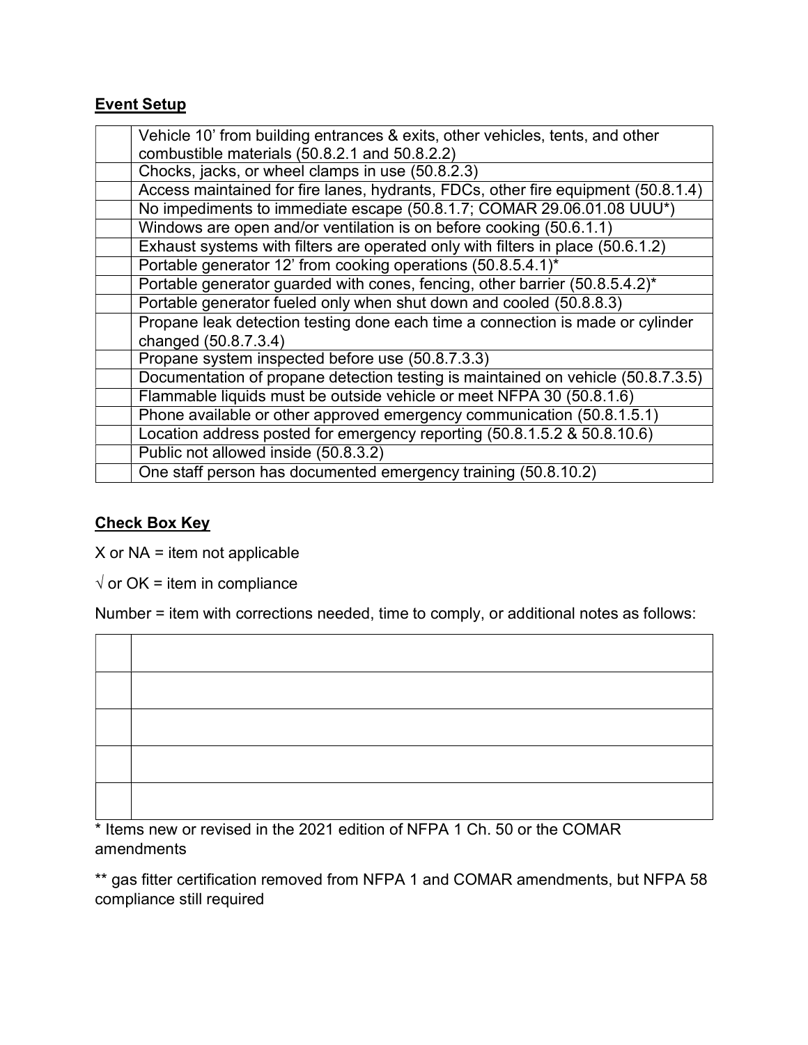## Event Setup

| | |
|---|---|
| | Vehicle 10' from building entrances & exits, other vehicles, tents, and other combustible materials (50.8.2.1 and 50.8.2.2) |
| | Chocks, jacks, or wheel clamps in use (50.8.2.3) |
| | Access maintained for fire lanes, hydrants, FDCs, other fire equipment (50.8.1.4) |
| | No impediments to immediate escape (50.8.1.7; COMAR 29.06.01.08 UUU*) |
| | Windows are open and/or ventilation is on before cooking (50.6.1.1) |
| | Exhaust systems with filters are operated only with filters in place (50.6.1.2) |
| | Portable generator 12' from cooking operations (50.8.5.4.1)* |
| | Portable generator guarded with cones, fencing, other barrier (50.8.5.4.2)* |
| | Portable generator fueled only when shut down and cooled (50.8.8.3) |
| | Propane leak detection testing done each time a connection is made or cylinder changed (50.8.7.3.4) |
| | Propane system inspected before use (50.8.7.3.3) |
| | Documentation of propane detection testing is maintained on vehicle (50.8.7.3.5) |
| | Flammable liquids must be outside vehicle or meet NFPA 30 (50.8.1.6) |
| | Phone available or other approved emergency communication (50.8.1.5.1) |
| | Location address posted for emergency reporting (50.8.1.5.2 & 50.8.10.6) |
| | Public not allowed inside (50.8.3.2) |
| | One staff person has documented emergency training (50.8.10.2) |

## Check Box Key

X or NA = item not applicable

√ or OK = item in compliance

Number = item with corrections needed, time to comply, or additional notes as follows:

| | |
|---|---|
| | |
| | |
| | |
| | |
| | |

* Items new or revised in the 2021 edition of NFPA 1 Ch. 50 or the COMAR amendments

** gas fitter certification removed from NFPA 1 and COMAR amendments, but NFPA 58 compliance still required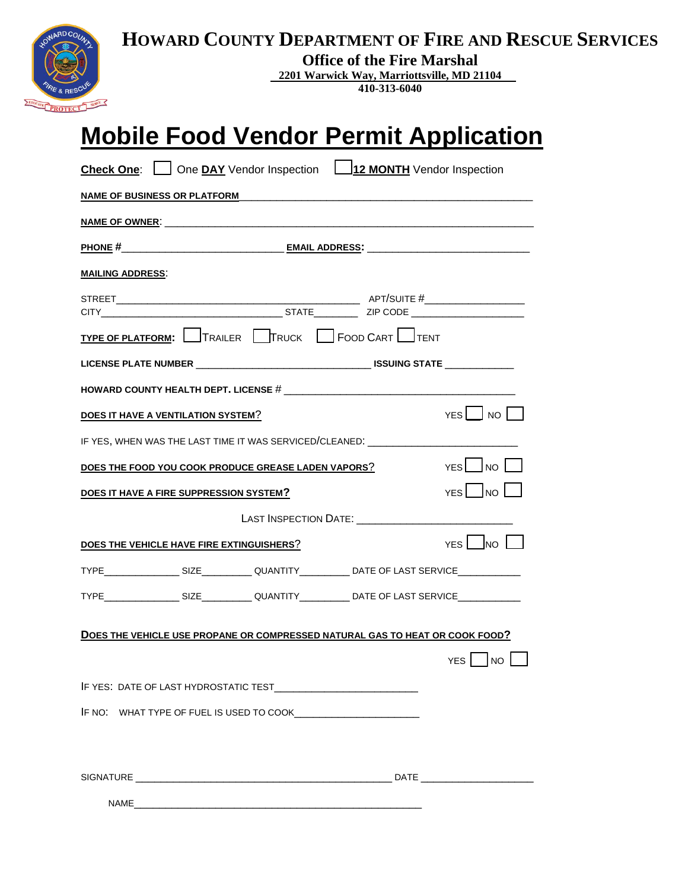# HOWARD COUNTY DEPARTMENT OF FIRE AND RESCUE SERVICES

**Office of the Fire Marshal**
**2201 Warwick Way, Marriottsville, MD 21104**
**410-313-6040**

# Mobile Food Vendor Permit Application

**Check One**: ☐ One **DAY** Vendor Inspection ☐ **12 MONTH** Vendor Inspection

**NAME OF BUSINESS OR PLATFORM**_______________________________________________

**NAME OF OWNER**: _______________________________________________

**PHONE #**_____________________________ **EMAIL ADDRESS**: _____________________________

**MAILING ADDRESS**:

STREET_____________________________________________ APT/SUITE #__________________
CITY__________________________________ STATE________ ZIP CODE _____________________

**TYPE OF PLATFORM:** ☐ TRAILER ☐ TRUCK ☐ FOOD CART ☐ TENT

**LICENSE PLATE NUMBER** ________________________________ **ISSUING STATE** _____________

**HOWARD COUNTY HEALTH DEPT. LICENSE #** __________________________________________

**DOES IT HAVE A VENTILATION SYSTEM?** YES ☐ NO ☐

IF YES, WHEN WAS THE LAST TIME IT WAS SERVICED/CLEANED: ___________________________

**DOES THE FOOD YOU COOK PRODUCE GREASE LADEN VAPORS?** YES ☐ NO ☐

**DOES IT HAVE A FIRE SUPPRESSION SYSTEM?** YES ☐ NO ☐

LAST INSPECTION DATE: ____________________________

**DOES THE VEHICLE HAVE FIRE EXTINGUISHERS?** YES ☐ NO ☐

TYPE______________ SIZE_________ QUANTITY_________ DATE OF LAST SERVICE___________

TYPE______________ SIZE_________ QUANTITY_________ DATE OF LAST SERVICE___________

**DOES THE VEHICLE USE PROPANE OR COMPRESSED NATURAL GAS TO HEAT OR COOK FOOD?**

YES ☐ NO ☐

IF YES: DATE OF LAST HYDROSTATIC TEST_________________________

IF NO: WHAT TYPE OF FUEL IS USED TO COOK______________________

SIGNATURE _____________________________________________ DATE ____________________

NAME____________________________________________________